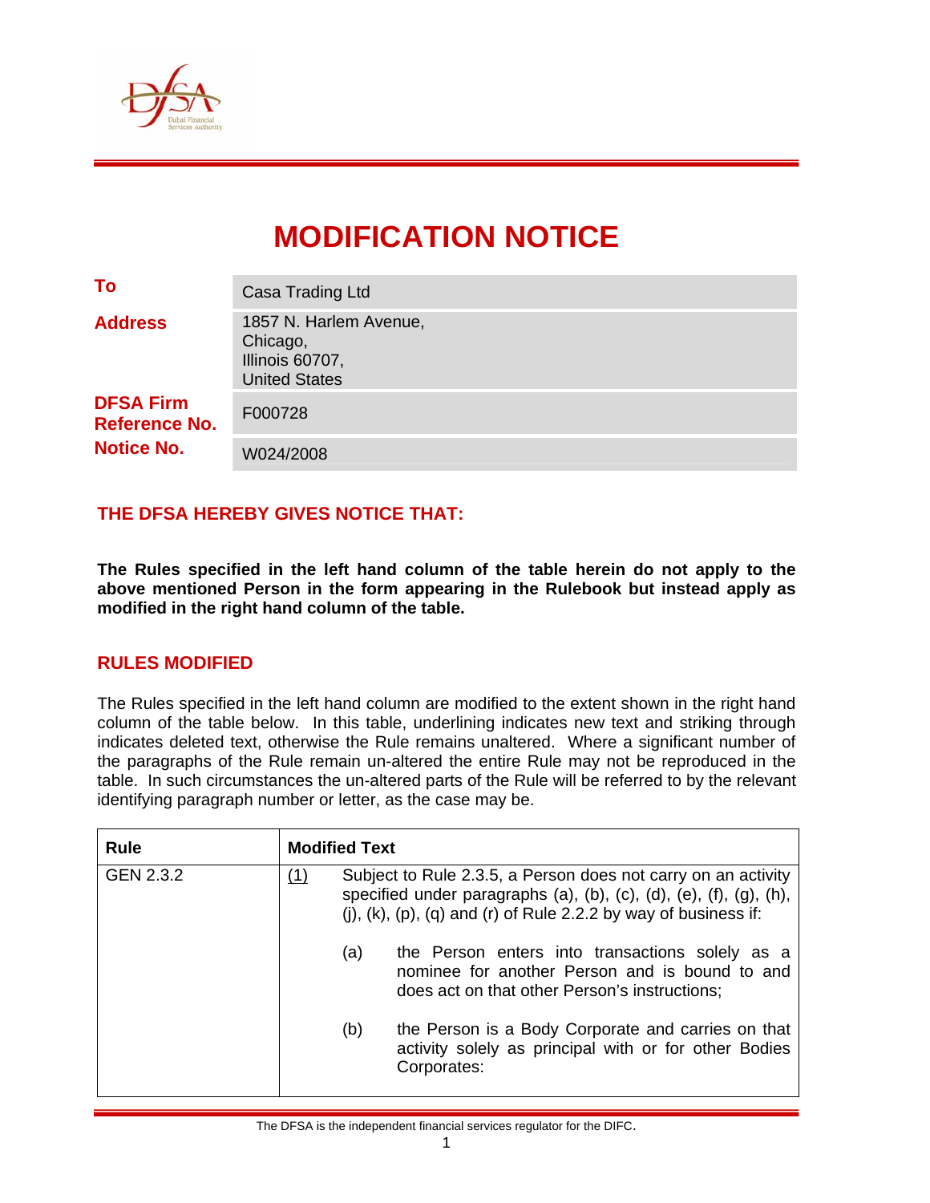# MODIFICATION NOTICE

| | |
|---|---|
| **To** | Casa Trading Ltd |
| **Address** | 1857 N. Harlem Avenue,<br>Chicago,<br>Illinois 60707,<br>United States |
| **DFSA Firm Reference No.** | F000728 |
| **Notice No.** | W024/2008 |

## THE DFSA HEREBY GIVES NOTICE THAT:

**The Rules specified in the left hand column of the table herein do not apply to the above mentioned Person in the form appearing in the Rulebook but instead apply as modified in the right hand column of the table.**

## RULES MODIFIED

The Rules specified in the left hand column are modified to the extent shown in the right hand column of the table below. In this table, underlining indicates new text and striking through indicates deleted text, otherwise the Rule remains unaltered. Where a significant number of the paragraphs of the Rule remain un-altered the entire Rule may not be reproduced in the table. In such circumstances the un-altered parts of the Rule will be referred to by the relevant identifying paragraph number or letter, as the case may be.

| Rule | Modified Text |
|---|---|
| GEN 2.3.2 | <u>(1)</u> Subject to Rule 2.3.5, a Person does not carry on an activity specified under paragraphs (a), (b), (c), (d), (e), (f), (g), (h), (j), (k), (p), (q) and (r) of Rule 2.2.2 by way of business if:<br><br>(a) the Person enters into transactions solely as a nominee for another Person and is bound to and does act on that other Person's instructions;<br><br>(b) the Person is a Body Corporate and carries on that activity solely as principal with or for other Bodies Corporates: |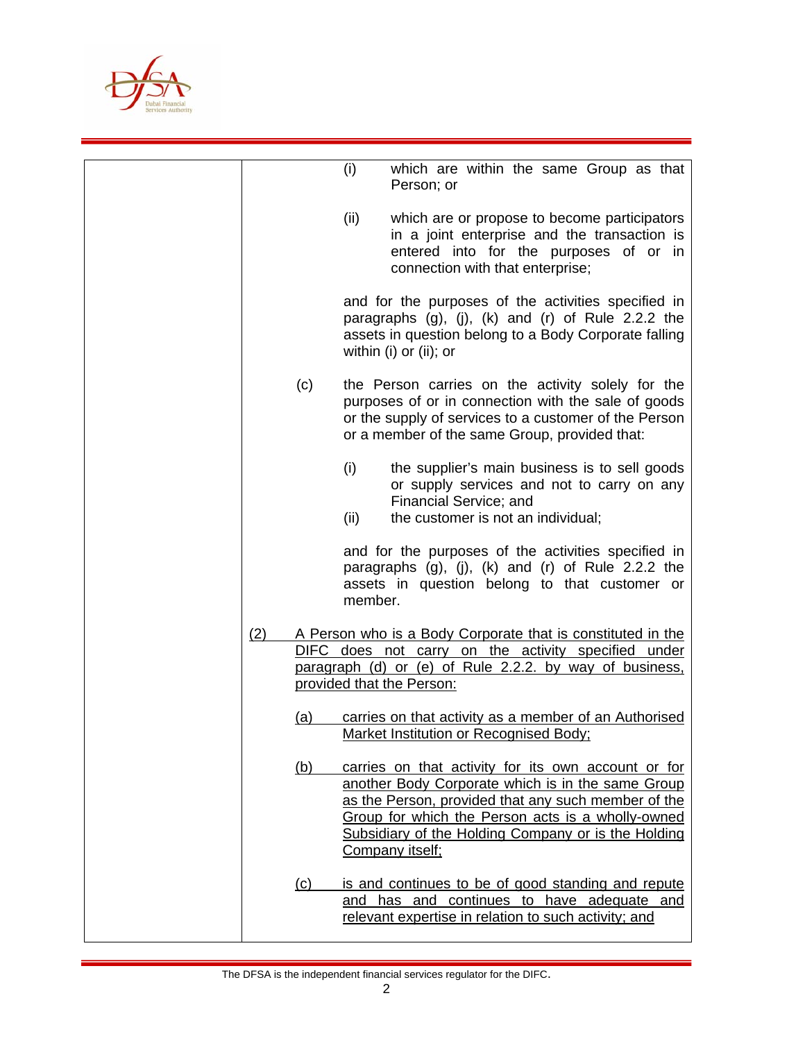(i) which are within the same Group as that Person; or

(ii) which are or propose to become participators in a joint enterprise and the transaction is entered into for the purposes of or in connection with that enterprise;

and for the purposes of the activities specified in paragraphs (g), (j), (k) and (r) of Rule 2.2.2 the assets in question belong to a Body Corporate falling within (i) or (ii); or

(c) the Person carries on the activity solely for the purposes of or in connection with the sale of goods or the supply of services to a customer of the Person or a member of the same Group, provided that:

(i) the supplier's main business is to sell goods or supply services and not to carry on any Financial Service; and

(ii) the customer is not an individual;

and for the purposes of the activities specified in paragraphs (g), (j), (k) and (r) of Rule 2.2.2 the assets in question belong to that customer or member.

<u>(2) A Person who is a Body Corporate that is constituted in the DIFC does not carry on the activity specified under paragraph (d) or (e) of Rule 2.2.2. by way of business, provided that the Person:</u>

<u>(a) carries on that activity as a member of an Authorised Market Institution or Recognised Body;</u>

<u>(b) carries on that activity for its own account or for another Body Corporate which is in the same Group as the Person, provided that any such member of the Group for which the Person acts is a wholly-owned Subsidiary of the Holding Company or is the Holding Company itself;</u>

<u>(c) is and continues to be of good standing and repute and has and continues to have adequate and relevant expertise in relation to such activity; and</u>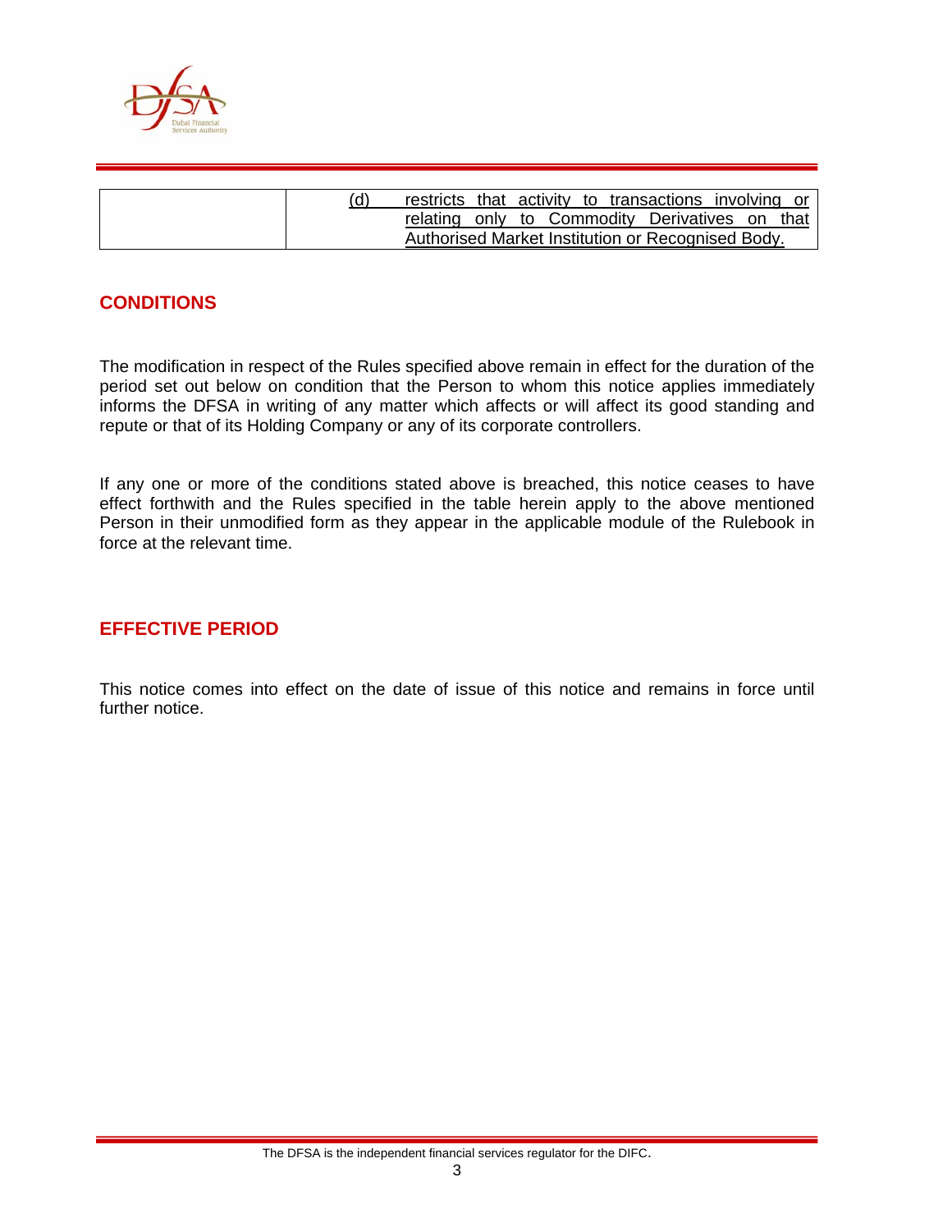| | |
|---|---|
| | (d) restricts that activity to transactions involving or relating only to Commodity Derivatives on that Authorised Market Institution or Recognised Body. |

## CONDITIONS

The modification in respect of the Rules specified above remain in effect for the duration of the period set out below on condition that the Person to whom this notice applies immediately informs the DFSA in writing of any matter which affects or will affect its good standing and repute or that of its Holding Company or any of its corporate controllers.

If any one or more of the conditions stated above is breached, this notice ceases to have effect forthwith and the Rules specified in the table herein apply to the above mentioned Person in their unmodified form as they appear in the applicable module of the Rulebook in force at the relevant time.

## EFFECTIVE PERIOD

This notice comes into effect on the date of issue of this notice and remains in force until further notice.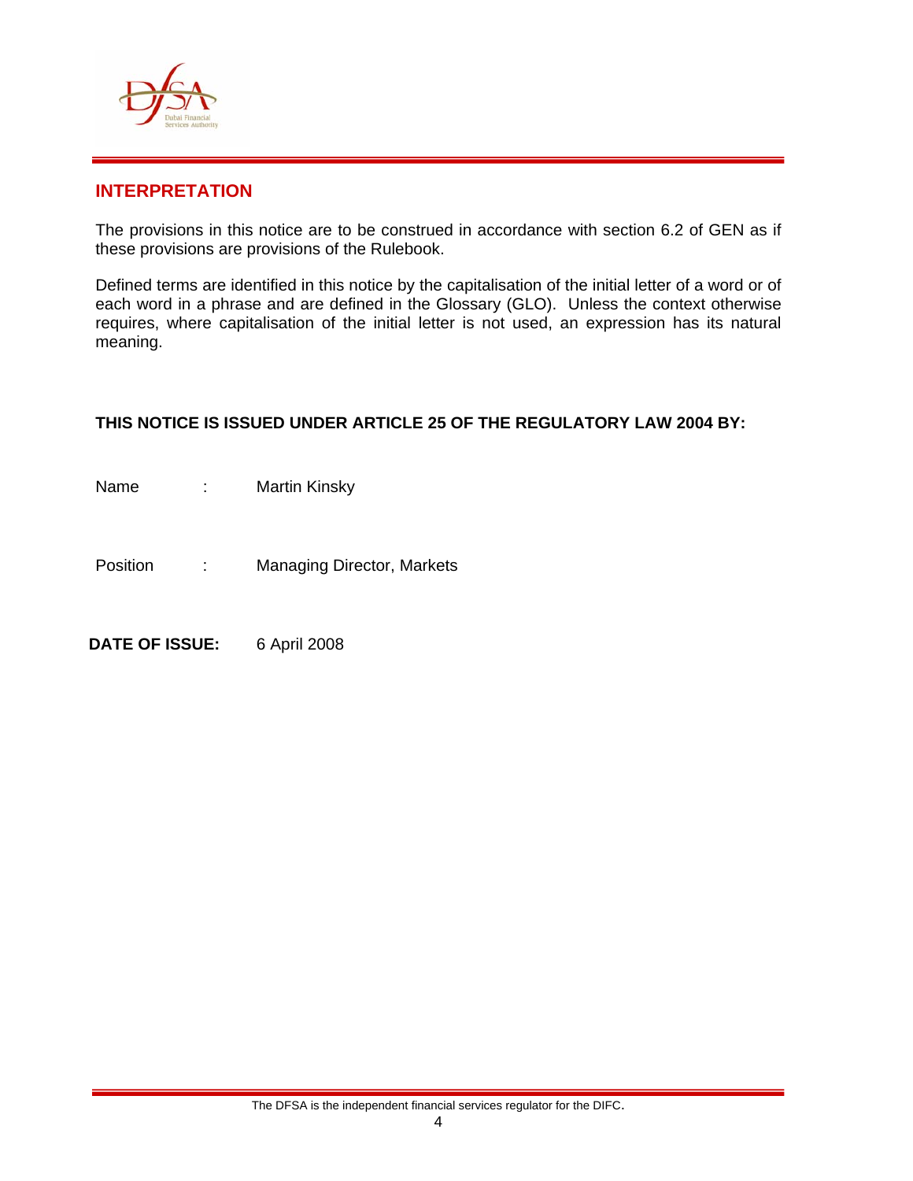## INTERPRETATION

The provisions in this notice are to be construed in accordance with section 6.2 of GEN as if these provisions are provisions of the Rulebook.

Defined terms are identified in this notice by the capitalisation of the initial letter of a word or of each word in a phrase and are defined in the Glossary (GLO). Unless the context otherwise requires, where capitalisation of the initial letter is not used, an expression has its natural meaning.

**THIS NOTICE IS ISSUED UNDER ARTICLE 25 OF THE REGULATORY LAW 2004 BY:**

Name : Martin Kinsky

Position : Managing Director, Markets

**DATE OF ISSUE:** 6 April 2008

The DFSA is the independent financial services regulator for the DIFC.